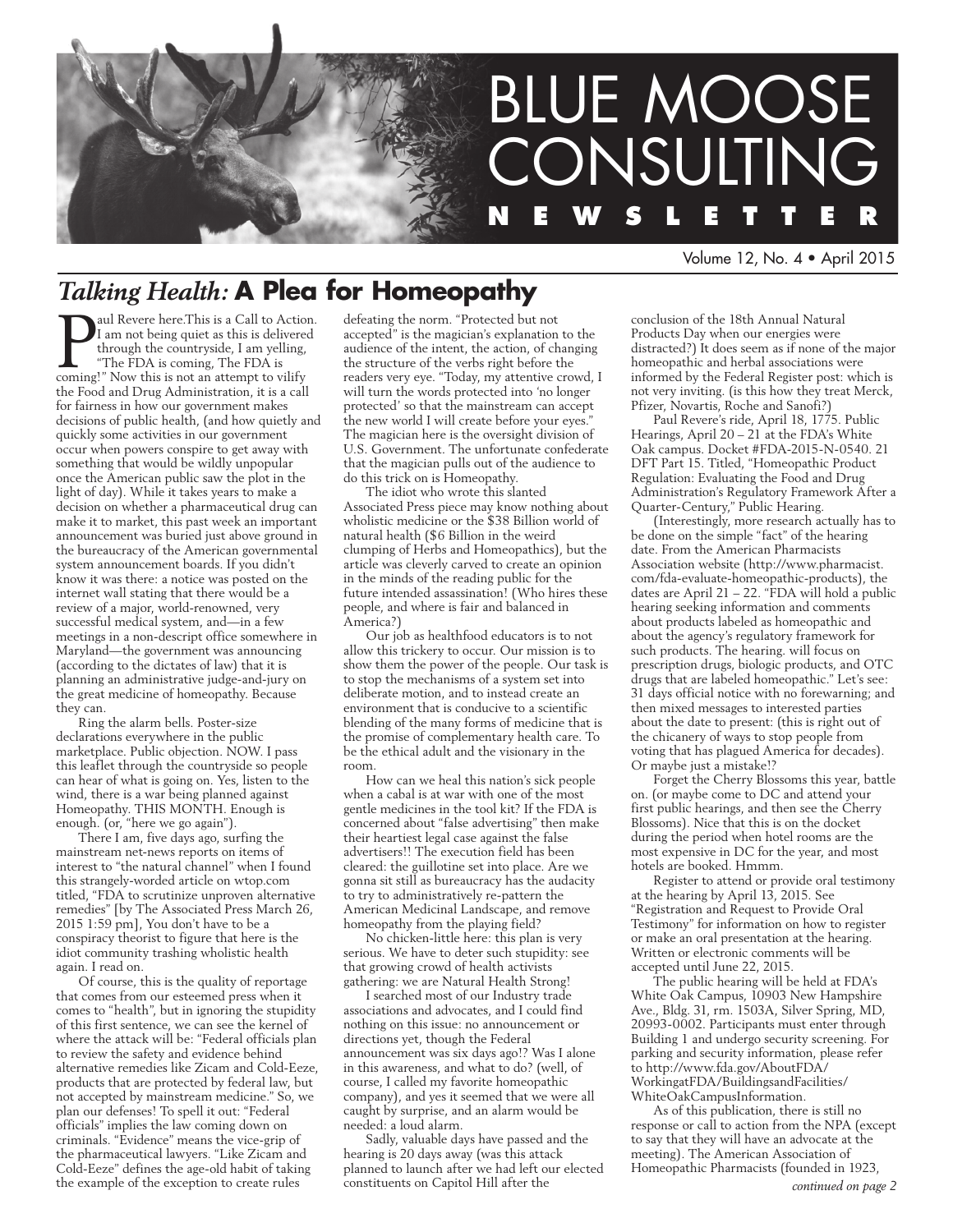# BLUE MOOSE CONSULTING NEWSLETTER

Volume 12, No. 4 • April 2015

## *Talking Health:* A Plea for Homeopathy

Paul Revere here.This is a Call to Action. I am not being quiet as this is delivered through the countryside, I am yelling, "The FDA is coming, The FDA is coming!" Now this is not an attempt to vilify the Food and Drug Administration, it is a call for fairness in how our government makes decisions of public health, (and how quietly and quickly some activities in our government occur when powers conspire to get away with something that would be wildly unpopular once the American public saw the plot in the light of day). While it takes years to make a decision on whether a pharmaceutical drug can make it to market, this past week an important announcement was buried just above ground in the bureaucracy of the American governmental system announcement boards. If you didn't know it was there: a notice was posted on the internet wall stating that there would be a review of a major, world-renowned, very successful medical system, and—in a few meetings in a non-descript office somewhere in Maryland—the government was announcing (according to the dictates of law) that it is planning an administrative judge-and-jury on the great medicine of homeopathy. Because they can.

Ring the alarm bells. Poster-size declarations everywhere in the public marketplace. Public objection. NOW. I pass this leaflet through the countryside so people can hear of what is going on. Yes, listen to the wind, there is a war being planned against Homeopathy. THIS MONTH. Enough is enough. (or, "here we go again").

There I am, five days ago, surfing the mainstream net-news reports on items of interest to "the natural channel" when I found this strangely-worded article on wtop.com titled, "FDA to scrutinize unproven alternative remedies" [by The Associated Press March 26, 2015 1:59 pm], You don't have to be a conspiracy theorist to figure that here is the idiot community trashing wholistic health again. I read on.

Of course, this is the quality of reportage that comes from our esteemed press when it comes to "health", but in ignoring the stupidity of this first sentence, we can see the kernel of where the attack will be: "Federal officials plan to review the safety and evidence behind alternative remedies like Zicam and Cold-Eeze, products that are protected by federal law, but not accepted by mainstream medicine." So, we plan our defenses! To spell it out: "Federal officials" implies the law coming down on criminals. "Evidence" means the vice-grip of the pharmaceutical lawyers. "Like Zicam and Cold-Eeze" defines the age-old habit of taking the example of the exception to create rules defeating the norm. "Protected but not accepted" is the magician's explanation to the audience of the intent, the action, of changing the structure of the verbs right before the readers very eye. "Today, my attentive crowd, I will turn the words protected into 'no longer protected' so that the mainstream can accept the new world I will create before your eyes." The magician here is the oversight division of U.S. Government. The unfortunate confederate that the magician pulls out of the audience to do this trick on is Homeopathy.

The idiot who wrote this slanted Associated Press piece may know nothing about wholistic medicine or the $38 Billion world of natural health ($6 Billion in the weird clumping of Herbs and Homeopathics), but the article was cleverly carved to create an opinion in the minds of the reading public for the future intended assassination! (Who hires these people, and where is fair and balanced in America?)

Our job as healthfood educators is to not allow this trickery to occur. Our mission is to show them the power of the people. Our task is to stop the mechanisms of a system set into deliberate motion, and to instead create an environment that is conducive to a scientific blending of the many forms of medicine that is the promise of complementary health care. To be the ethical adult and the visionary in the room.

How can we heal this nation's sick people when a cabal is at war with one of the most gentle medicines in the tool kit? If the FDA is concerned about "false advertising" then make their heartiest legal case against the false advertisers!! The execution field has been cleared: the guillotine set into place. Are we gonna sit still as bureaucracy has the audacity to try to administratively re-pattern the American Medicinal Landscape, and remove homeopathy from the playing field?

No chicken-little here: this plan is very serious. We have to deter such stupidity: see that growing crowd of health activists gathering: we are Natural Health Strong!

I searched most of our Industry trade associations and advocates, and I could find nothing on this issue: no announcement or directions yet, though the Federal announcement was six days ago!? Was I alone in this awareness, and what to do? (well, of course, I called my favorite homeopathic company), and yes it seemed that we were all caught by surprise, and an alarm would be needed: a loud alarm.

Sadly, valuable days have passed and the hearing is 20 days away (was this attack planned to launch after we had left our elected constituents on Capitol Hill after the conclusion of the 18th Annual Natural Products Day when our energies were distracted?) It does seem as if none of the major homeopathic and herbal associations were informed by the Federal Register post: which is not very inviting. (is this how they treat Merck, Pfizer, Novartis, Roche and Sanofi?)

Paul Revere's ride, April 18, 1775. Public Hearings, April 20 – 21 at the FDA's White Oak campus. Docket #FDA-2015-N-0540. 21 DFT Part 15. Titled, "Homeopathic Product Regulation: Evaluating the Food and Drug Administration's Regulatory Framework After a Quarter-Century," Public Hearing.

(Interestingly, more research actually has to be done on the simple "fact" of the hearing date. From the American Pharmacists Association website (http://www.pharmacist.com/fda-evaluate-homeopathic-products), the dates are April 21 – 22. "FDA will hold a public hearing seeking information and comments about products labeled as homeopathic and about the agency's regulatory framework for such products. The hearing. will focus on prescription drugs, biologic products, and OTC drugs that are labeled homeopathic." Let's see: 31 days official notice with no forewarning; and then mixed messages to interested parties about the date to present: (this is right out of the chicanery of ways to stop people from voting that has plagued America for decades). Or maybe just a mistake!?

Forget the Cherry Blossoms this year, battle on. (or maybe come to DC and attend your first public hearings, and then see the Cherry Blossoms). Nice that this is on the docket during the period when hotel rooms are the most expensive in DC for the year, and most hotels are booked. Hmmm.

Register to attend or provide oral testimony at the hearing by April 13, 2015. See "Registration and Request to Provide Oral Testimony" for information on how to register or make an oral presentation at the hearing. Written or electronic comments will be accepted until June 22, 2015.

The public hearing will be held at FDA's White Oak Campus, 10903 New Hampshire Ave., Bldg. 31, rm. 1503A, Silver Spring, MD, 20993-0002. Participants must enter through Building 1 and undergo security screening. For parking and security information, please refer to http://www.fda.gov/AboutFDA/WorkingatFDA/BuildingsandFacilities/WhiteOakCampusInformation.

As of this publication, there is still no response or call to action from the NPA (except to say that they will have an advocate at the meeting). The American Association of Homeopathic Pharmacists (founded in 1923,

*continued on page 2*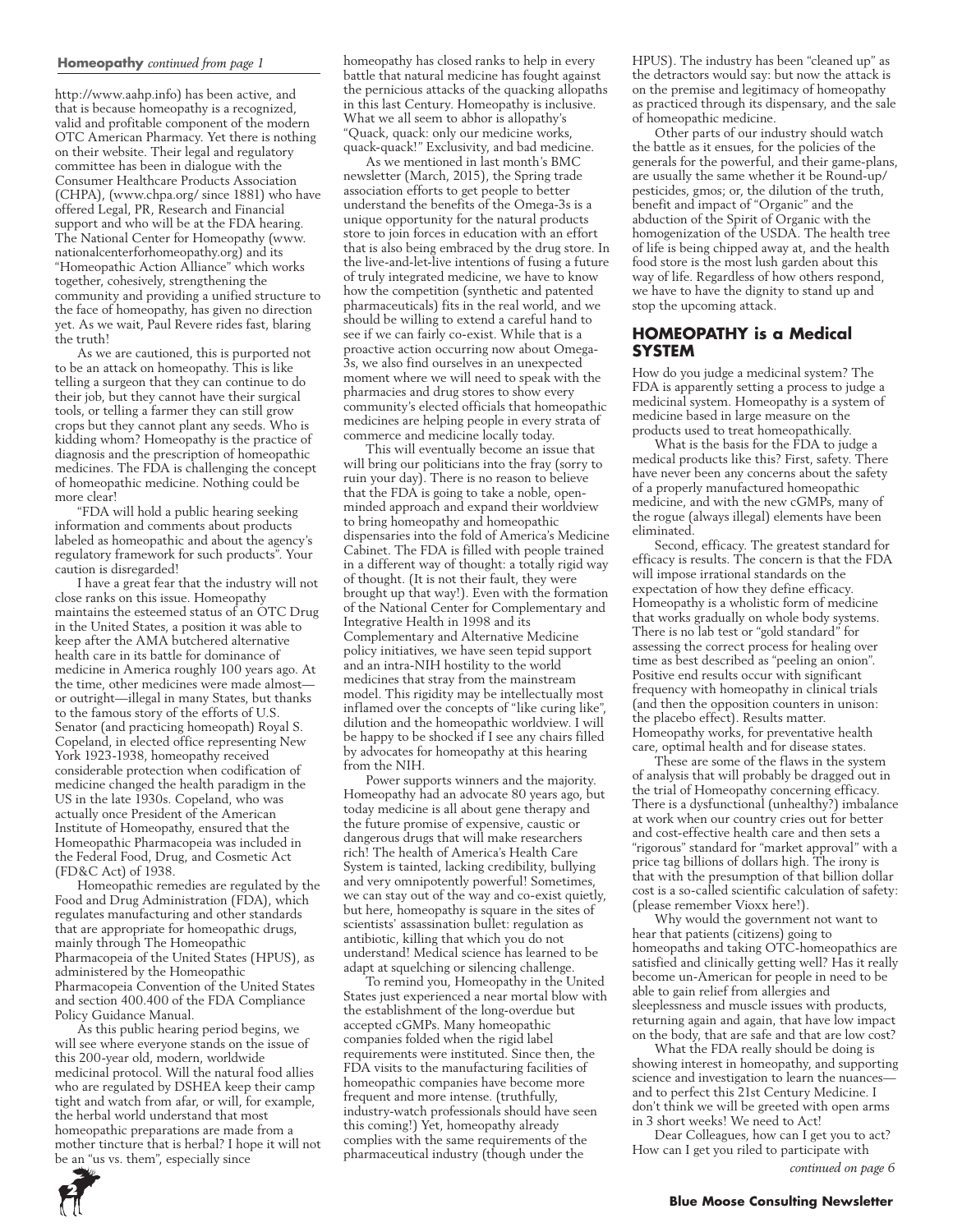**Homeopathy** *continued from page 1*

http://www.aahp.info) has been active, and that is because homeopathy is a recognized, valid and profitable component of the modern OTC American Pharmacy. Yet there is nothing on their website. Their legal and regulatory committee has been in dialogue with the Consumer Healthcare Products Association (CHPA), (www.chpa.org/ since 1881) who have offered Legal, PR, Research and Financial support and who will be at the FDA hearing. The National Center for Homeopathy (www.nationalcenterforhomeopathy.org) and its "Homeopathic Action Alliance" which works together, cohesively, strengthening the community and providing a unified structure to the face of homeopathy, has given no direction yet. As we wait, Paul Revere rides fast, blaring the truth!

As we are cautioned, this is purported not to be an attack on homeopathy. This is like telling a surgeon that they can continue to do their job, but they cannot have their surgical tools, or telling a farmer they can still grow crops but they cannot plant any seeds. Who is kidding whom? Homeopathy is the practice of diagnosis and the prescription of homeopathic medicines. The FDA is challenging the concept of homeopathic medicine. Nothing could be more clear!

"FDA will hold a public hearing seeking information and comments about products labeled as homeopathic and about the agency's regulatory framework for such products". Your caution is disregarded!

I have a great fear that the industry will not close ranks on this issue. Homeopathy maintains the esteemed status of an OTC Drug in the United States, a position it was able to keep after the AMA butchered alternative health care in its battle for dominance of medicine in America roughly 100 years ago. At the time, other medicines were made almost—or outright—illegal in many States, but thanks to the famous story of the efforts of U.S. Senator (and practicing homeopath) Royal S. Copeland, in elected office representing New York 1923-1938, homeopathy received considerable protection when codification of medicine changed the health paradigm in the US in the late 1930s. Copeland, who was actually once President of the American Institute of Homeopathy, ensured that the Homeopathic Pharmacopeia was included in the Federal Food, Drug, and Cosmetic Act (FD&C Act) of 1938.

Homeopathic remedies are regulated by the Food and Drug Administration (FDA), which regulates manufacturing and other standards that are appropriate for homeopathic drugs, mainly through The Homeopathic Pharmacopeia of the United States (HPUS), as administered by the Homeopathic Pharmacopeia Convention of the United States and section 400.400 of the FDA Compliance Policy Guidance Manual.

As this public hearing period begins, we will see where everyone stands on the issue of this 200-year old, modern, worldwide medicinal protocol. Will the natural food allies who are regulated by DSHEA keep their camp tight and watch from afar, or will, for example, the herbal world understand that most homeopathic preparations are made from a mother tincture that is herbal? I hope it will not be an "us vs. them", especially since homeopathy has closed ranks to help in every battle that natural medicine has fought against the pernicious attacks of the quacking allopaths in this last Century. Homeopathy is inclusive. What we all seem to abhor is allopathy's "Quack, quack: only our medicine works, quack-quack!" Exclusivity, and bad medicine.

As we mentioned in last month's BMC newsletter (March, 2015), the Spring trade association efforts to get people to better understand the benefits of the Omega-3s is a unique opportunity for the natural products store to join forces in education with an effort that is also being embraced by the drug store. In the live-and-let-live intentions of fusing a future of truly integrated medicine, we have to know how the competition (synthetic and patented pharmaceuticals) fits in the real world, and we should be willing to extend a careful hand to see if we can fairly co-exist. While that is a proactive action occurring now about Omega-3s, we also find ourselves in an unexpected moment where we will need to speak with the pharmacies and drug stores to show every community's elected officials that homeopathic medicines are helping people in every strata of commerce and medicine locally today.

This will eventually become an issue that will bring our politicians into the fray (sorry to ruin your day). There is no reason to believe that the FDA is going to take a noble, open-minded approach and expand their worldview to bring homeopathy and homeopathic dispensaries into the fold of America's Medicine Cabinet. The FDA is filled with people trained in a different way of thought: a totally rigid way of thought. (It is not their fault, they were brought up that way!). Even with the formation of the National Center for Complementary and Integrative Health in 1998 and its Complementary and Alternative Medicine policy initiatives, we have seen tepid support and an intra-NIH hostility to the world medicines that stray from the mainstream model. This rigidity may be intellectually most inflamed over the concepts of "like curing like", dilution and the homeopathic worldview. I will be happy to be shocked if I see any chairs filled by advocates for homeopathy at this hearing from the NIH.

Power supports winners and the majority. Homeopathy had an advocate 80 years ago, but today medicine is all about gene therapy and the future promise of expensive, caustic or dangerous drugs that will make researchers rich! The health of America's Health Care System is tainted, lacking credibility, bullying and very omnipotently powerful! Sometimes, we can stay out of the way and co-exist quietly, but here, homeopathy is square in the sites of scientists' assassination bullet: regulation as antibiotic, killing that which you do not understand! Medical science has learned to be adapt at squelching or silencing challenge.

To remind you, Homeopathy in the United States just experienced a near mortal blow with the establishment of the long-overdue but accepted cGMPs. Many homeopathic companies folded when the rigid label requirements were instituted. Since then, the FDA visits to the manufacturing facilities of homeopathic companies have become more frequent and more intense. (truthfully, industry-watch professionals should have seen this coming!) Yet, homeopathy already complies with the same requirements of the pharmaceutical industry (though under the HPUS). The industry has been "cleaned up" as the detractors would say: but now the attack is on the premise and legitimacy of homeopathy as practiced through its dispensary, and the sale of homeopathic medicine.

Other parts of our industry should watch the battle as it ensues, for the policies of the generals for the powerful, and their game-plans, are usually the same whether it be Round-up/pesticides, gmos; or, the dilution of the truth, benefit and impact of "Organic" and the abduction of the Spirit of Organic with the homogenization of the USDA. The health tree of life is being chipped away at, and the health food store is the most lush garden about this way of life. Regardless of how others respond, we have to have the dignity to stand up and stop the upcoming attack.

## HOMEOPATHY is a Medical SYSTEM

How do you judge a medicinal system? The FDA is apparently setting a process to judge a medicinal system. Homeopathy is a system of medicine based in large measure on the products used to treat homeopathically.

What is the basis for the FDA to judge a medical products like this? First, safety. There have never been any concerns about the safety of a properly manufactured homeopathic medicine, and with the new cGMPs, many of the rogue (always illegal) elements have been eliminated.

Second, efficacy. The greatest standard for efficacy is results. The concern is that the FDA will impose irrational standards on the expectation of how they define efficacy. Homeopathy is a wholistic form of medicine that works gradually on whole body systems. There is no lab test or "gold standard" for assessing the correct process for healing over time as best described as "peeling an onion". Positive end results occur with significant frequency with homeopathy in clinical trials (and then the opposition counters in unison: the placebo effect). Results matter. Homeopathy works, for preventative health care, optimal health and for disease states.

These are some of the flaws in the system of analysis that will probably be dragged out in the trial of Homeopathy concerning efficacy. There is a dysfunctional (unhealthy?) imbalance at work when our country cries out for better and cost-effective health care and then sets a "rigorous" standard for "market approval" with a price tag billions of dollars high. The irony is that with the presumption of that billion dollar cost is a so-called scientific calculation of safety: (please remember Vioxx here!).

Why would the government not want to hear that patients (citizens) going to homeopaths and taking OTC-homeopathics are satisfied and clinically getting well? Has it really become un-American for people in need to be able to gain relief from allergies and sleeplessness and muscle issues with products, returning again and again, that have low impact on the body, that are safe and that are low cost?

What the FDA really should be doing is showing interest in homeopathy, and supporting science and investigation to learn the nuances—and to perfect this 21st Century Medicine. I don't think we will be greeted with open arms in 3 short weeks! We need to Act!

Dear Colleagues, how can I get you to act? How can I get you riled to participate with

*continued on page 6*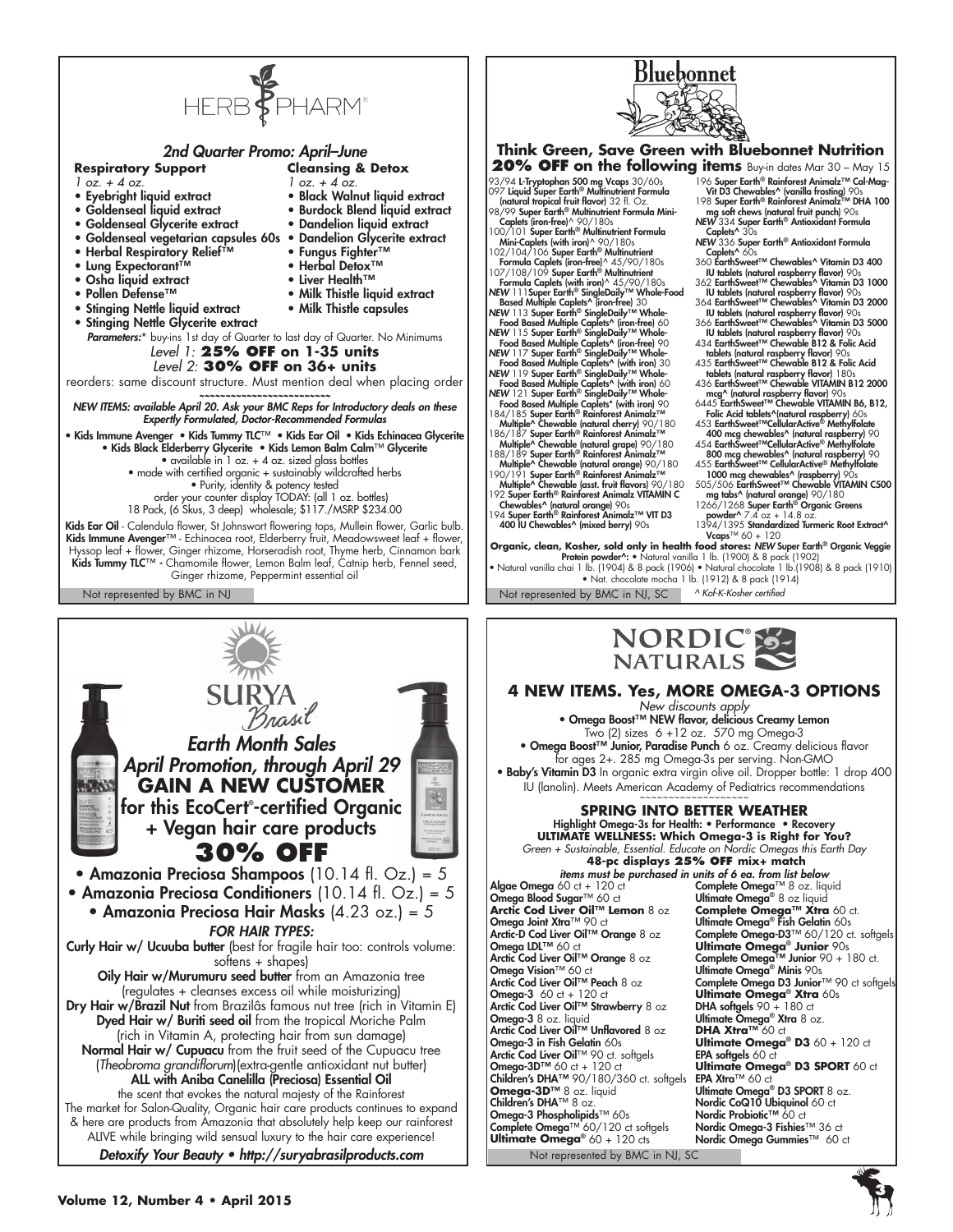# HERB PHARM

## 2nd Quarter Promo: April–June

**Respiratory Support**
*1 oz. + 4 oz.*

- Eyebright liquid extract
- Goldenseal liquid extract
- Goldenseal Glycerite extract
- Goldenseal vegetarian capsules 60s
- Herbal Respiratory Relief™
- Lung Expectorant™
- Osha liquid extract
- Pollen Defense™
- Stinging Nettle liquid extract
- Stinging Nettle Glycerite extract

**Cleansing & Detox**
*1 oz. + 4 oz.*

- Black Walnut liquid extract
- Burdock Blend liquid extract
- Dandelion liquid extract
- Dandelion Glycerite extract
- Fungus Fighter™
- Herbal Detox™
- Liver Health™
- Milk Thistle liquid extract
- Milk Thistle capsules

***Parameters:**** buy-ins 1st day of Quarter to last day of Quarter. No Minimums

*Level 1:* **25% OFF on 1-35 units**
*Level 2:* **30% OFF on 36+ units**

reorders: same discount structure. Must mention deal when placing order

~~~~~~~~~~~~~~~~~~~~~~~~~~

*NEW ITEMS: available April 20. Ask your BMC Reps for Introductory deals on these Expertly Formulated, Doctor-Recommended Formulas*

• Kids Immune Avenger • Kids Tummy TLC™ • Kids Ear Oil • Kids Echinacea Glycerite • Kids Black Elderberry Glycerite • Kids Lemon Balm Calm™ Glycerite
• available in 1 oz. + 4 oz. sized glass bottles
• made with certified organic + sustainably wildcrafted herbs
• Purity, identity & potency tested
order your counter display TODAY: (all 1 oz. bottles)
18 Pack, (6 Skus, 3 deep) wholesale; $117./MSRP $234.00

**Kids Ear Oil** - Calendula flower, St Johnswort flowering tops, Mullein flower, Garlic bulb.
**Kids Immune Avenger**™ - Echinacea root, Elderberry fruit, Meadowsweet leaf + flower, Hyssop leaf + flower, Ginger rhizome, Horseradish root, Thyme herb, Cinnamon bark
**Kids Tummy TLC**™ - Chamomile flower, Lemon Balm leaf, Catnip herb, Fennel seed, Ginger rhizome, Peppermint essential oil

Not represented by BMC in NJ

---

# Bluebonnet

## Think Green, Save Green with Bluebonnet Nutrition

**20% OFF on the following items** Buy-in dates Mar 30 – May 15

93/94 **L-Tryptophan 500 mg Vcaps** 30/60s
097 **Liquid Super Earth® Multinutrient Formula** (natural tropical fruit flavor) 32 fl. Oz.
98/99 **Super Earth® Multinutrient Formula Mini-Caplets** (iron-free)^ 90/180s
100/101 **Super Earth® Multinutrient Formula Mini-Caplets** (with iron)^ 90/180s
102/104/106 **Super Earth® Multinutrient Formula Caplets** (iron-free)^ 45/90/180s
107/108/109 **Super Earth® Multinutrient Formula Caplets** (with iron)^ 45/90/180s
*NEW* 111**Super Earth® SingleDaily™ Whole-Food Based Multiple Caplets^** (iron-free) 30
*NEW* 113 **Super Earth® SingleDaily™ Whole-Food Based Multiple Caplets^** (iron-free) 60
*NEW* 115 **Super Earth® SingleDaily™ Whole-Food Based Multiple Caplets^** (iron-free) 90
*NEW* 117 **Super Earth® SingleDaily™ Whole-Food Based Multiple Caplets^** (with iron) 30
*NEW* 119 **Super Earth® SingleDaily™ Whole-Food Based Multiple Caplets^** (with iron) 60
*NEW* 121 **Super Earth® SingleDaily™ Whole-Food Based Multiple Caplets*** (with iron) 90
184/185 **Super Earth® Rainforest Animalz™ Multiple^ Chewable** (natural cherry) 90/180
186/187 **Super Earth® Rainforest Animalz™ Multiple^ Chewable** (natural grape) 90/180
188/189 **Super Earth® Rainforest Animalz™ Multiple^ Chewable** (natural orange) 90/180
190/191 **Super Earth® Rainforest Animalz™ Multiple^ Chewable** (asst. fruit flavors) 90/180
192 **Super Earth® Rainforest Animalz VITAMIN C Chewables^** (natural orange) 90s
194 **Super Earth® Rainforest Animalz™ VIT D3 400 IU Chewables^** (mixed berry) 90s
196 **Super Earth® Rainforest Animalz™ Cal-Mag-Vit D3 Chewables^** (vanilla frosting) 90s
198 **Super Earth® Rainforest Animalz™ DHA 100 mg soft chews** (natural fruit punch) 90s
*NEW* 334 **Super Earth® Antioxidant Formula Caplets^** 30s
*NEW* 336 **Super Earth® Antioxidant Formula Caplets^** 60s
360 **EarthSweet™ Chewables^ Vitamin D3 400 IU tablets** (natural raspberry flavor) 90s
362 **EarthSweet™ Chewables^ Vitamin D3 1000 IU tablets** (natural raspberry flavor) 90s
364 **EarthSweet™ Chewables^ Vitamin D3 2000 IU tablets** (natural raspberry flavor) 90s
366 **EarthSweet™ Chewables^ Vitamin D3 5000 IU tablets** (natural raspberry flavor) 90s
434 **EarthSweet™ Chewable B12 & Folic Acid tablets** (natural raspberry flavor) 90s
435 **EarthSweet™ Chewable B12 & Folic Acid tablets** (natural raspberry flavor) 180s
436 **EarthSweet™ Chewable VITAMIN B12 2000 mcg^** (natural raspberry flavor) 90s
6445 **EarthSweet™ Chewable VITAMIN B6, B12, Folic Acid tablets^**(natural raspberry) 60s
453 **EarthSweet™CellularActive® Methylfolate 400 mcg chewables^** (natural raspberry) 90
454 **EarthSweet™CellularActive® Methylfolate 800 mcg chewables^** (natural raspberry) 90
455 **EarthSweet™ CellularActive® Methylfolate 1000 mcg chewables^** (raspberry) 90s
505/506 **EarthSweet™ Chewable VITAMIN C500 mg tabs^** (natural orange) 90/180
1266/1268 **Super Earth® Organic Greens powder^** 7.4 oz + 14.8 oz.
1394/1395 **Standardized Turmeric Root Extract^ Vcaps**™ 60 + 120

**Organic, clean, Kosher, sold only in health food stores:** *NEW* **Super Earth® Organic Veggie Protein powder^:** • Natural vanilla 1 lb. (1900) & 8 pack (1902)
• Natural vanilla chai 1 lb. (1904) & 8 pack (1906) • Natural chocolate 1 lb.(1908) & 8 pack (1910)
• Nat. chocolate mocha 1 lb. (1912) & 8 pack (1914)

Not represented by BMC in NJ, SC *^ Kof-K-Kosher certified*

---

# SURYA Brasil

## *Earth Month Sales*
## *April Promotion, through April 29*
## GAIN A NEW CUSTOMER

for this EcoCert®-certified Organic + Vegan hair care products

## 30% OFF

- Amazonia Preciosa Shampoos (10.14 fl. Oz.) = 5
- Amazonia Preciosa Conditioners (10.14 fl. Oz.) = 5
- Amazonia Preciosa Hair Masks (4.23 oz.) = 5

*FOR HAIR TYPES:*

**Curly Hair w/ Ucuuba butter** (best for fragile hair too: controls volume: softens + shapes)
**Oily Hair w/Murumuru seed butter** from an Amazonia tree (regulates + cleanses excess oil while moisturizing)
**Dry Hair w/Brazil Nut** from Brazilâs famous nut tree (rich in Vitamin E)
**Dyed Hair w/ Buriti seed oil** from the tropical Moriche Palm (rich in Vitamin A, protecting hair from sun damage)
**Normal Hair w/ Cupuacu** from the fruit seed of the Cupuacu tree (*Theobroma grandiflorum*)(extra-gentle antioxidant nut butter)
**ALL with Aniba Canelilla (Preciosa) Essential Oil** the scent that evokes the natural majesty of the Rainforest

The market for Salon-Quality, Organic hair care products continues to expand & here are products from Amazonia that absolutely help keep our rainforest ALIVE while bringing wild sensual luxury to the hair care experience!

***Detoxify Your Beauty • http://suryabrasilproducts.com***

---

# NORDIC® NATURALS

## 4 NEW ITEMS. Yes, MORE OMEGA-3 OPTIONS

*New discounts apply*

• **Omega Boost™ NEW flavor, delicious Creamy Lemon** Two (2) sizes 6 +12 oz. 570 mg Omega-3
• **Omega Boost™ Junior, Paradise Punch** 6 oz. Creamy delicious flavor for ages 2+. 285 mg Omega-3s per serving. Non-GMO
• **Baby's Vitamin D3** In organic extra virgin olive oil. Dropper bottle: 1 drop 400 IU (lanolin). Meets American Academy of Pediatrics recommendations

~~~~~~~~~~~~~~~~~~~

## SPRING INTO BETTER WEATHER

Highlight Omega-3s for Health: • Performance • Recovery
**ULTIMATE WELLNESS: Which Omega-3 is Right for You?**
*Green + Sustainable, Essential. Educate on Nordic Omegas this Earth Day*
**48-pc displays 25% OFF mix+ match**
*items must be purchased in units of 6 ea. from list below*

Algae Omega 60 ct + 120 ct
Omega Blood Sugar™ 60 ct
**Arctic Cod Liver Oil™ Lemon** 8 oz
Omega Joint Xtra™ 90 ct
Arctic-D Cod Liver Oil™ Orange 8 oz
Omega LDL™ 60 ct
Arctic Cod Liver Oil™ Orange 8 oz
Omega Vision™ 60 ct
Arctic Cod Liver Oil™ Peach 8 oz
**Omega-3** 60 ct + 120 ct
Arctic Cod Liver Oil™ Strawberry 8 oz
**Omega-3** 8 oz. liquid
Arctic Cod Liver Oil™ Unflavored 8 oz
Omega-3 in Fish Gelatin 60s
Arctic Cod Liver Oil™ 90 ct. softgels
Omega-3D™ 60 ct + 120 ct
Children's DHA™ 90/180/360 ct. softgels
**Omega-3D™** 8 oz. liquid
Children's DHA™ 8 oz.
Omega-3 Phospholipids™ 60s
Complete Omega™ 60/120 ct softgels
**Ultimate Omega®** 60 + 120 cts
Complete Omega™ 8 oz. liquid
Ultimate Omega® 8 oz liquid
**Complete Omega™ Xtra** 60 ct.
Ultimate Omega® Fish Gelatin 60s
Complete Omega-D3™ 60/120 ct. softgels
**Ultimate Omega® Junior** 90s
Complete Omega™ Junior 90 + 180 ct.
Ultimate Omega® Minis 90s
Complete Omega D3 Junior™ 90 ct softgels
**Ultimate Omega® Xtra** 60s
DHA softgels 90 + 180 ct
Ultimate Omega® Xtra 8 oz.
**DHA Xtra™** 60 ct
**Ultimate Omega® D3** 60 + 120 ct
EPA softgels 60 ct
**Ultimate Omega® D3 SPORT** 60 ct
EPA Xtra™ 60 ct
Ultimate Omega® D3 SPORT 8 oz.
Nordic CoQ10 Ubiquinol 60 ct
Nordic Probiotic™ 60 ct
Nordic Omega-3 Fishies™ 36 ct
Nordic Omega Gummies™ 60 ct

Not represented by BMC in NJ, SC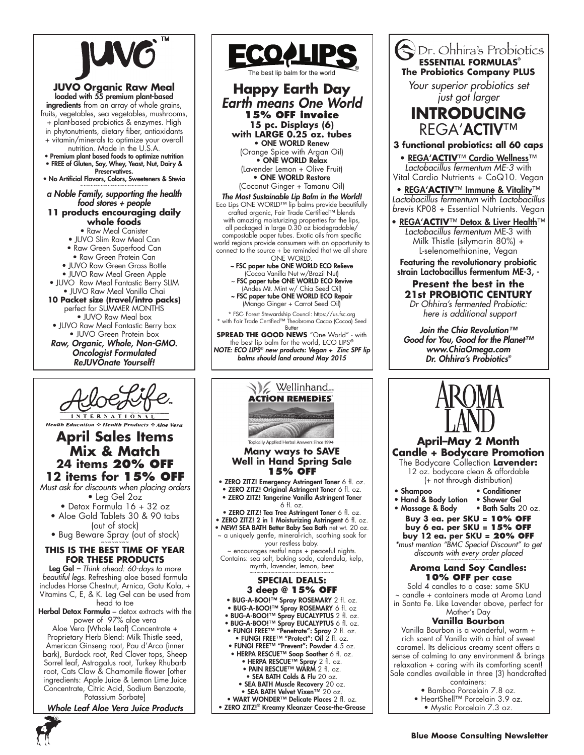# JUVO™

## JUVO Organic Raw Meal

**loaded with 55 premium plant-based ingredients** from an array of whole grains, fruits, vegetables, sea vegetables, mushrooms, + plant-based probiotics & enzymes. High in phytonutrients, dietary fiber, antioxidants + vitamin/minerals to optimize your overall nutrition. Made in the U.S.A.

- **Premium plant based foods to optimize nutrition**
- **FREE of Gluten, Soy, Whey, Yeast, Nut, Dairy & Preservatives.**
- **No Artificial Flavors, Colors, Sweeteners & Stevia**

*a Noble Family, supporting the health food stores + people*

**11 products encouraging daily whole foods**

- Raw Meal Canister
- JUVO Slim Raw Meal Can
- Raw Green Superfood Can
- Raw Green Protein Can
- JUVO Raw Green Grass Bottle
- JUVO Raw Meal Green Apple
- JUVO Raw Meal Fantastic Berry SLIM
- JUVO Raw Meal Vanilla Chai

**10 Packet size (travel/intro packs)** perfect for SUMMER MONTHS

- JUVO Raw Meal box
- JUVO Raw Meal Fantastic Berry box
- JUVO Green Protein box

***Raw, Organic, Whole, Non-GMO. Oncologist Formulated ReJUVOnate Yourself!***

# ECO LIPS®

The best lip balm for the world

## Happy Earth Day
### *Earth means One World*

**15% OFF invoice**
**15 pc. Displays (6) with LARGE 0.25 oz. tubes**

- **ONE WORLD Renew** (Orange Spice with Argan Oil)
- **ONE WORLD Relax** (Lavender Lemon + Olive Fruit)
- **ONE WORLD Restore** (Coconut Ginger + Tamanu Oil)

***The Most Sustainable Lip Balm in the World!*** Eco Lips ONE WORLD™ lip balms provide beautifully crafted organic, Fair Trade Certified™ blends with amazing moisturizing properties for the lips, all packaged in large 0.30 oz biodegradable/ compostable paper tubes. Exotic oils from specific world regions provide consumers with an opportunity to connect to the source + be reminded that we all share ONE WORLD.

~ **FSC paper tube ONE WORLD ECO Relieve** (Cocoa Vanilla Nut w/Brazil Nut)
~ **FSC paper tube ONE WORLD ECO Revive** (Andes Mt. Mint w/ Chia Seed Oil)
~ **FSC paper tube ONE WORLD ECO Repair** (Mango Ginger + Carrot Seed Oil)

\* FSC- Forest Stewardship Council: https://us.fsc.org
\* with Fair Trade Certified™ Theobroma Cacao (Cocoa) Seed Butter

**SPREAD THE GOOD NEWS** "One World" - with the best lip balm for the world, ECO LIPS®
***NOTE: ECO LIPS® new products: Vegan + Zinc SPF lip balms should land around May 2015***

# Dr. Ohhira's Probiotics
**ESSENTIAL FORMULAS®**
**The Probiotics Company PLUS**

*Your superior probiotics set just got larger*

## INTRODUCING REGA'ACTIV™

**3 functional probiotics: all 60 caps**

- **REGA'ACTIV™ Cardio Wellness™** *Lactobacillus fermentum ME-3* with Vital Cardio Nutrients + CoQ10. Vegan
- **REGA'ACTIV™ Immune & Vitality™** *Lactobacillus fermentum* with *Lactobacillus brevis* KP08 + Essential Nutrients. Vegan
- **REGA'ACTIV™ Detox & Liver Health™** *Lactobacillus fermentum* ME-3 with Milk Thistle (silymarin 80%) + L-selenomethionine, Vegan

**Featuring the revolutionary probiotic strain Lactobacillus fermentum ME-3, -**

**Present the best in the 21st PROBIOTIC CENTURY**
*Dr Ohhira's fermented Probiotic: here is additional support*

***Join the Chia Revolution™ Good for You, Good for the Planet™ www.ChiaOmega.com Dr. Ohhira's Probiotics®***

# AloeLife INTERNATIONAL
*Health Education ❖ Health Products ❖ Aloe Vera*

## April Sales Items Mix & Match
### 24 items 20% OFF
### 12 items for 15% OFF

*Must ask for discounts when placing orders*

- Leg Gel 2oz
- Detox Formula 16 + 32 oz
- Aloe Gold Tablets 30 & 90 tabs (out of stock)
- Bug Beware Spray (out of stock)

**THIS IS THE BEST TIME OF YEAR FOR THESE PRODUCTS**

**Leg Gel –** *Think ahead: 60-days to more beautiful legs.* Refreshing aloe based formula includes Horse Chestnut, Arnica, Gotu Kola, + Vitamins C, E, & K. Leg Gel can be used from head to toe

**Herbal Detox Formula** – detox extracts with the power of 97% aloe vera
Aloe Vera (Whole Leaf) Concentrate + Proprietary Herb Blend: Milk Thistle seed, American Ginseng root, Pau d'Arco (inner bark), Burdock root, Red Clover tops, Sheep Sorrel leaf, Astragalus root, Turkey Rhubarb root, Cats Claw & Chamomile flower [other ingredients: Apple Juice & Lemon Lime Juice Concentrate, Citric Acid, Sodium Benzoate, Potassium Sorbate]

***Whole Leaf Aloe Vera Juice Products***

# Wellinhand ACTION REMEDIES®

Topically Applied Herbal Answers Since 1994

## Many ways to SAVE Well in Hand Spring Sale 15% OFF

- **ZERO ZITZ! Emergency Astringent Toner** 6 fl. oz.
- **ZERO ZITZ! Original Astringent Toner** 6 fl. oz.
- **ZERO ZITZ! Tangerine Vanilla Astringent Toner** 6 fl. oz.
- **ZERO ZITZ! Tea Tree Astringent Toner** 6 fl. oz.
- **ZERO ZITZ! 2 in 1 Moisturizing Astringent** 6 fl. oz.
- ***NEW!* SEA BATH Better Baby Sea Bath** net wt. 20 oz.

~ a uniquely gentle, mineral-rich, soothing soak for your restless baby.
~ encourages restful naps + peaceful nights.
Contains: sea salt, baking soda, calendula, kelp, myrrh, lavender, lemon, beet

### SPECIAL DEALS: 3 deep @ 15% OFF

- **BUG-A-BOO!™ Spray ROSEMARY** 2 fl. oz.
- **BUG-A-BOO!™ Spray ROSEMARY** 6 fl. oz
- **BUG-A-BOO!™ Spray EUCALYPTUS** 2 fl. oz.
- **BUG-A-BOO!™ Spray EUCALYPTUS** 6 fl. oz.
- **FUNGI FREE™ "Penetrate": Spray** 2 fl. oz.
- **FUNGI FREE™ "Protect": Oil** 2 fl. oz.
- **FUNGI FREE™ "Prevent": Powder** 4.5 oz.
- **HERPA RESCUE™ Soap Soother** 6 fl. oz.
- **HERPA RESCUE™ Spray** 2 fl. oz.
- **PAIN RESCUE™ WARM** 2 fl. oz.
- **SEA BATH Colds & Flu** 20 oz.
- **SEA BATH Muscle Recovery** 20 oz.
- **SEA BATH Velvet Vixen™** 20 oz.
- **WART WONDER™ Delicate Places** 2 fl. oz.
- **ZERO ZITZ!® Kreamy Kleanzer Cease-the-Grease**

# AROMA LAND

## April–May 2 Month Candle + Bodycare Promotion

The Bodycare Collection **Lavender:** 12 oz. bodycare clean & affordable (+ not through distribution)

- **Shampoo**
- **Conditioner**
- **Hand & Body Lotion**
- **Shower Gel**
- **Massage & Body**
- **Bath Salts** 20 oz.

**Buy 3 ea. per SKU = 10% OFF**
**buy 6 ea. per SKU = 15% OFF**
**buy 12 ea. per SKU = 20% OFF**

*\*must mention "BMC Special Discount" to get discounts with every order placed*

### Aroma Land Soy Candles: 10% OFF per case

Sold 4 candles to a case: same SKU ~ candle + containers made at Aroma Land in Santa Fe. Like Lavender above, perfect for Mother's Day

### Vanilla Bourbon

Vanilla Bourbon is a wonderful, warm + rich scent of Vanilla with a hint of sweet caramel. Its delicious creamy scent offers a sense of calming to any environment & brings relaxation + caring with its comforting scent! Sale candles available in three (3) handcrafted containers:

- Bamboo Porcelain 7.8 oz.
- HeartShell™ Porcelain 3.9 oz.
- Mystic Porcelain 7.3 oz.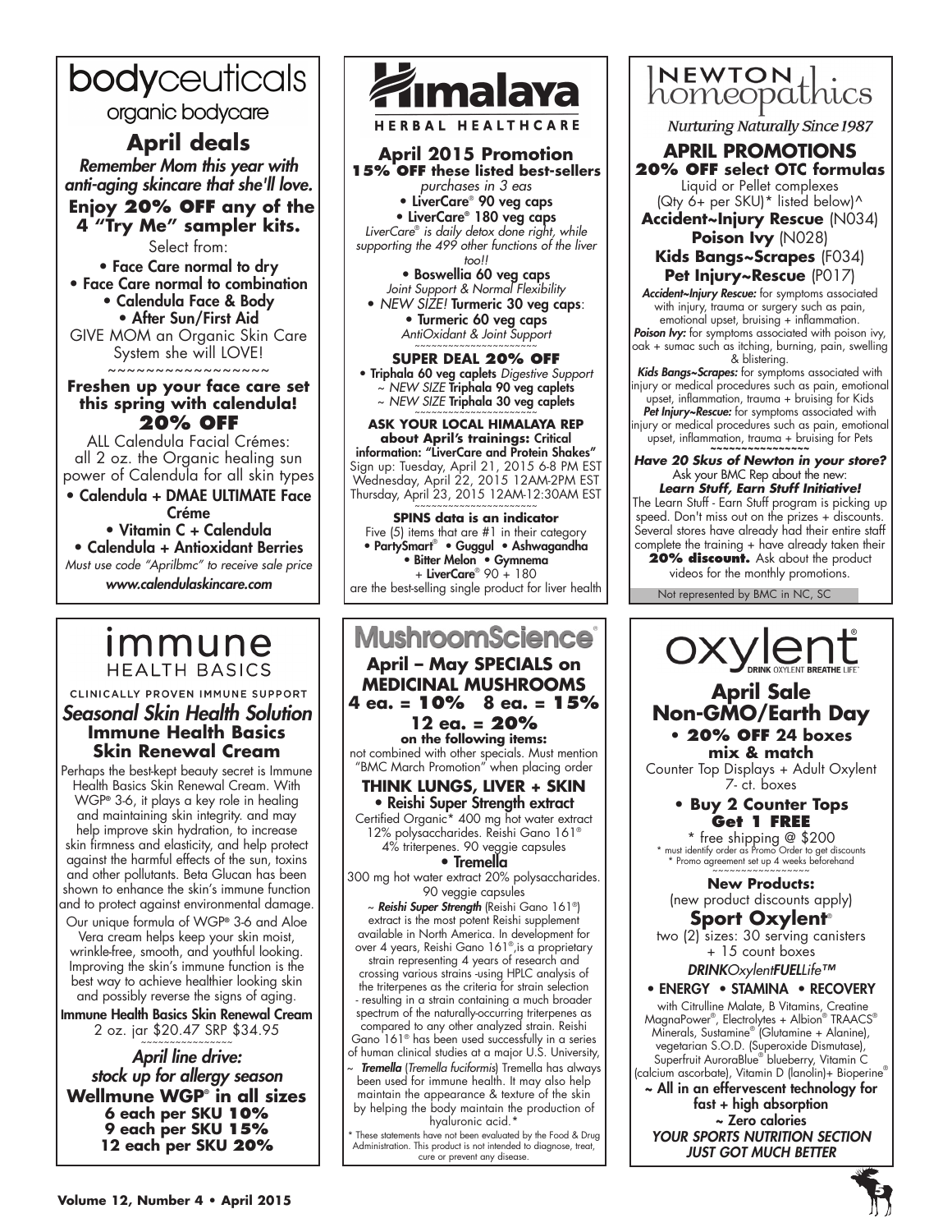## bodyceuticals

organic bodycare

### April deals

*Remember Mom this year with anti-aging skincare that she'll love.*

**Enjoy 20% OFF any of the 4 "Try Me" sampler kits.**

Select from:

- Face Care normal to dry
- Face Care normal to combination
- Calendula Face & Body
- After Sun/First Aid

GIVE MOM an Organic Skin Care System she will LOVE!

~~~~~~~~~~~~~~~~~~

**Freshen up your face care set this spring with calendula!**

**20% OFF**

ALL Calendula Facial Crémes: all 2 oz. the Organic healing sun power of Calendula for all skin types

- Calendula + DMAE ULTIMATE Face Créme
- Vitamin C + Calendula
- Calendula + Antioxidant Berries

*Must use code "Aprilbmc" to receive sale price*

*www.calendulaskincare.com*

## Himalaya

HERBAL HEALTHCARE

### April 2015 Promotion

**15% OFF these listed best-sellers**

*purchases in 3 eas*

- LiverCare® 90 veg caps
- LiverCare® 180 veg caps

*LiverCare® is daily detox done right, while supporting the 499 other functions of the liver too!!*

- Boswellia 60 veg caps

*Joint Support & Normal Flexibility*

- *NEW SIZE!* Turmeric 30 veg caps:
- Turmeric 60 veg caps

*AntiOxidant & Joint Support*

~~~~~~~~~~~~~~~~~~~~~~

**SUPER DEAL 20% OFF**

- Triphala 60 veg caplets *Digestive Support*

~ *NEW SIZE* Triphala 90 veg caplets
~ *NEW SIZE* Triphala 30 veg caplets

~~~~~~~~~~~~~~~~~~~~~~

**ASK YOUR LOCAL HIMALAYA REP about April's trainings:** Critical information: "LiverCare and Protein Shakes"

Sign up: Tuesday, April 21, 2015 6-8 PM EST
Wednesday, April 22, 2015 12AM-2PM EST
Thursday, April 23, 2015 12AM-12:30AM EST

~~~~~~~~~~~~~~~~~~~~~~

**SPINS data is an indicator**

Five (5) items that are #1 in their category

- PartySmart® • Guggul • Ashwagandha
- Bitter Melon • Gymnema

+ LiverCare® 90 + 180 are the best-selling single product for liver health

## NEWTON homeopathics

*Nurturing Naturally Since 1987*

### APRIL PROMOTIONS

**20% OFF select OTC formulas**

Liquid or Pellet complexes (Qty 6+ per SKU)* listed below)^

**Accident~Injury Rescue** (N034)
**Poison Ivy** (N028)
**Kids Bangs~Scrapes** (F034)
**Pet Injury~Rescue** (P017)

***Accident~Injury Rescue:*** for symptoms associated with injury, trauma or surgery such as pain, emotional upset, bruising + inflammation.

***Poison Ivy:*** for symptoms associated with poison ivy, oak + sumac such as itching, burning, pain, swelling & blistering.

***Kids Bangs~Scrapes:*** for symptoms associated with injury or medical procedures such as pain, emotional upset, inflammation, trauma + bruising for Kids

***Pet Injury~Rescue:*** for symptoms associated with injury or medical procedures such as pain, emotional upset, inflammation, trauma + bruising for Pets

~~~~~~~~~~~~~~~

***Have 20 Skus of Newton in your store?*** Ask your BMC Rep about the new: ***Learn Stuff, Earn Stuff Initiative!***

The Learn Stuff - Earn Stuff program is picking up speed. Don't miss out on the prizes + discounts. Several stores have already had their entire staff complete the training + have already taken their **20% discount.** Ask about the product videos for the monthly promotions.

Not represented by BMC in NC, SC

## immune HEALTH BASICS

CLINICALLY PROVEN IMMUNE SUPPORT

### *Seasonal Skin Health Solution*

**Immune Health Basics Skin Renewal Cream**

Perhaps the best-kept beauty secret is Immune Health Basics Skin Renewal Cream. With WGP® 3-6, it plays a key role in healing and maintaining skin integrity. and may help improve skin hydration, to increase skin firmness and elasticity, and help protect against the harmful effects of the sun, toxins and other pollutants. Beta Glucan has been shown to enhance the skin's immune function and to protect against environmental damage.

Our unique formula of WGP® 3-6 and Aloe Vera cream helps keep your skin moist, wrinkle-free, smooth, and youthful looking. Improving the skin's immune function is the best way to achieve healthier looking skin and possibly reverse the signs of aging.

**Immune Health Basics Skin Renewal Cream**
2 oz. jar $20.47 SRP $34.95

~~~~~~~~~~~~~~~~

***April line drive: stock up for allergy season***

**Wellmune WGP® in all sizes**
**6 each per SKU 10%**
**9 each per SKU 15%**
**12 each per SKU 20%**

## MushroomScience®

### April – May SPECIALS on MEDICINAL MUSHROOMS

**4 ea. = 10%  8 ea. = 15%  12 ea. = 20%**

**on the following items:**

not combined with other specials. Must mention "BMC March Promotion" when placing order

**THINK LUNGS, LIVER + SKIN**

- **Reishi Super Strength extract**

Certified Organic* 400 mg hot water extract 12% polysaccharides. Reishi Gano 161® 4% triterpenes. 90 veggie capsules

- **Tremella**

300 mg hot water extract 20% polysaccharides. 90 veggie capsules

~ ***Reishi Super Strength*** (Reishi Gano 161®) extract is the most potent Reishi supplement available in North America. In development for over 4 years, Reishi Gano 161®,is a proprietary strain representing 4 years of research and crossing various strains -using HPLC analysis of the triterpenes as the criteria for strain selection - resulting in a strain containing a much broader spectrum of the naturally-occurring triterpenes as compared to any other analyzed strain. Reishi Gano 161® has been used successfully in a series of human clinical studies at a major U.S. University,

~ ***Tremella*** (*Tremella fuciformis*) Tremella has always been used for immune health. It may also help maintain the appearance & texture of the skin by helping the body maintain the production of hyaluronic acid.*

* These statements have not been evaluated by the Food & Drug Administration. This product is not intended to diagnose, treat, cure or prevent any disease.

## oxylent®

DRINK OXYLENT BREATHE LIFE™

### April Sale Non-GMO/Earth Day

- **20% OFF 24 boxes mix & match**

Counter Top Displays + Adult Oxylent 7- ct. boxes

- **Buy 2 Counter Tops Get 1 FREE**

* free shipping @ $200
* must identify order as Promo Order to get discounts
* Promo agreement set up 4 weeks beforehand

~~~~~~~~~~~~~~~~

**New Products:**
(new product discounts apply)

**Sport Oxylent®**

two (2) sizes: 30 serving canisters + 15 count boxes

*DRINKOxylentFUELLife™*

- ENERGY • STAMINA • RECOVERY

with Citrulline Malate, B Vitamins, Creatine MagnaPower®, Electrolytes + Albion® TRAACS® Minerals, Sustamine® (Glutamine + Alanine), vegetarian S.O.D. (Superoxide Dismutase), Superfruit AuroraBlue® blueberry, Vitamin C (calcium ascorbate), Vitamin D (lanolin)+ Bioperine®

~ All in an effervescent technology for fast + high absorption
~ Zero calories

*YOUR SPORTS NUTRITION SECTION JUST GOT MUCH BETTER*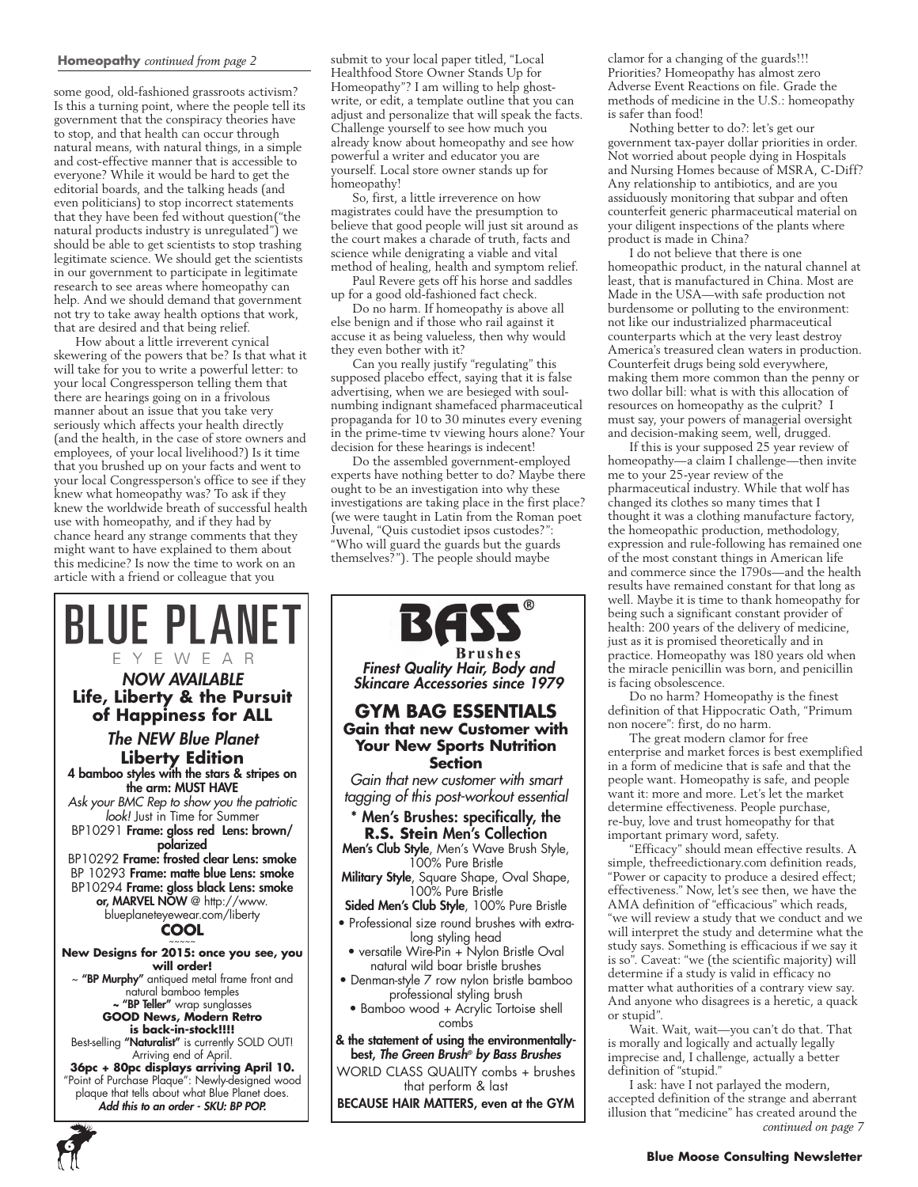**Homeopathy** *continued from page 2*

some good, old-fashioned grassroots activism? Is this a turning point, where the people tell its government that the conspiracy theories have to stop, and that health can occur through natural means, with natural things, in a simple and cost-effective manner that is accessible to everyone? While it would be hard to get the editorial boards, and the talking heads (and even politicians) to stop incorrect statements that they have been fed without question("the natural products industry is unregulated") we should be able to get scientists to stop trashing legitimate science. We should get the scientists in our government to participate in legitimate research to see areas where homeopathy can help. And we should demand that government not try to take away health options that work, that are desired and that being relief.

How about a little irreverent cynical skewering of the powers that be? Is that what it will take for you to write a powerful letter: to your local Congressperson telling them that there are hearings going on in a frivolous manner about an issue that you take very seriously which affects your health directly (and the health, in the case of store owners and employees, of your local livelihood?) Is it time that you brushed up on your facts and went to your local Congressperson's office to see if they knew what homeopathy was? To ask if they knew the worldwide breath of successful health use with homeopathy, and if they had by chance heard any strange comments that they might want to have explained to them about this medicine? Is now the time to work on an article with a friend or colleague that you submit to your local paper titled, "Local Healthfood Store Owner Stands Up for Homeopathy"? I am willing to help ghost-write, or edit, a template outline that you can adjust and personalize that will speak the facts. Challenge yourself to see how much you already know about homeopathy and see how powerful a writer and educator you are yourself. Local store owner stands up for homeopathy!

So, first, a little irreverence on how magistrates could have the presumption to believe that good people will just sit around as the court makes a charade of truth, facts and science while denigrating a viable and vital method of healing, health and symptom relief.

Paul Revere gets off his horse and saddles up for a good old-fashioned fact check.

Do no harm. If homeopathy is above all else benign and if those who rail against it accuse it as being valueless, then why would they even bother with it?

Can you really justify "regulating" this supposed placebo effect, saying that it is false advertising, when we are besieged with soul-numbing indignant shamefaced pharmaceutical propaganda for 10 to 30 minutes every evening in the prime-time tv viewing hours alone? Your decision for these hearings is indecent!

Do the assembled government-employed experts have nothing better to do? Maybe there ought to be an investigation into why these investigations are taking place in the first place? (we were taught in Latin from the Roman poet Juvenal, "Quis custodiet ipsos custodes?": "Who will guard the guards but the guards themselves?"). The people should maybe clamor for a changing of the guards!!! Priorities? Homeopathy has almost zero Adverse Event Reactions on file. Grade the methods of medicine in the U.S.: homeopathy is safer than food!

Nothing better to do?: let's get our government tax-payer dollar priorities in order. Not worried about people dying in Hospitals and Nursing Homes because of MSRA, C-Diff? Any relationship to antibiotics, and are you assiduously monitoring that subpar and often counterfeit generic pharmaceutical material on your diligent inspections of the plants where product is made in China?

I do not believe that there is one homeopathic product, in the natural channel at least, that is manufactured in China. Most are Made in the USA—with safe production not burdensome or polluting to the environment: not like our industrialized pharmaceutical counterparts which at the very least destroy America's treasured clean waters in production. Counterfeit drugs being sold everywhere, making them more common than the penny or two dollar bill: what is with this allocation of resources on homeopathy as the culprit? I must say, your powers of managerial oversight and decision-making seem, well, drugged.

If this is your supposed 25 year review of homeopathy—a claim I challenge—then invite me to your 25-year review of the pharmaceutical industry. While that wolf has changed its clothes so many times that I thought it was a clothing manufacture factory, the homeopathic production, methodology, expression and rule-following has remained one of the most constant things in American life and commerce since the 1790s—and the health results have remained constant for that long as well. Maybe it is time to thank homeopathy for being such a significant constant provider of health: 200 years of the delivery of medicine, just as it is promised theoretically and in practice. Homeopathy was 180 years old when the miracle penicillin was born, and penicillin is facing obsolescence.

Do no harm? Homeopathy is the finest definition of that Hippocratic Oath, "Primum non nocere": first, do no harm.

The great modern clamor for free enterprise and market forces is best exemplified in a form of medicine that is safe and that the people want. Homeopathy is safe, and people want it: more and more. Let's let the market determine effectiveness. People purchase, re-buy, love and trust homeopathy for that important primary word, safety.

"Efficacy" should mean effective results. A simple, thefreedictionary.com definition reads, "Power or capacity to produce a desired effect; effectiveness." Now, let's see then, we have the AMA definition of "efficacious" which reads, "we will review a study that we conduct and we will interpret the study and determine what the study says. Something is efficacious if we say it is so". Caveat: "we (the scientific majority) will determine if a study is valid in efficacy no matter what authorities of a contrary view say. And anyone who disagrees is a heretic, a quack or stupid".

Wait. Wait, wait—you can't do that. That is morally and logically and actually legally imprecise and, I challenge, actually a better definition of "stupid."

I ask: have I not parlayed the modern, accepted definition of the strange and aberrant illusion that "medicine" has created around the

*continued on page 7*

---

# BLUE PLANET
EYEWEAR

***NOW AVAILABLE***
**Life, Liberty & the Pursuit of Happiness for ALL**

***The NEW Blue Planet***
**Liberty Edition**

**4 bamboo styles with the stars & stripes on the arm: MUST HAVE**

*Ask your BMC Rep to show you the patriotic look!* Just in Time for Summer

BP10291 **Frame: gloss red Lens: brown/polarized**
BP10292 **Frame: frosted clear Lens: smoke**
BP 10293 **Frame: matte blue Lens: smoke**
BP10294 **Frame: gloss black Lens: smoke**
**or, MARVEL NOW** @ http://www.blueplaneteyewear.com/liberty

**COOL**
~~~~~

**New Designs for 2015: once you see, you will order!**

~ **"BP Murphy"** antiqued metal frame front and natural bamboo temples
~ **"BP Teller"** wrap sunglasses

**GOOD News, Modern Retro is back-in-stock!!!!**

Best-selling **"Naturalist"** is currently SOLD OUT! Arriving end of April.

**36pc + 80pc displays arriving April 10.**

"Point of Purchase Plaque": Newly-designed wood plaque that tells about what Blue Planet does.

***Add this to an order - SKU: BP POP.***

---

# BASS®
**Brushes**

***Finest Quality Hair, Body and Skincare Accessories since 1979***

**GYM BAG ESSENTIALS**
**Gain that new Customer with Your New Sports Nutrition Section**

*Gain that new customer with smart tagging of this post-workout essential*

**\* Men's Brushes: specifically, the R.S. Stein Men's Collection**

**Men's Club Style**, Men's Wave Brush Style, 100% Pure Bristle
**Military Style**, Square Shape, Oval Shape, 100% Pure Bristle
**Sided Men's Club Style**, 100% Pure Bristle

- Professional size round brushes with extra-long styling head
- versatile Wire-Pin + Nylon Bristle Oval natural wild boar bristle brushes
- Denman-style 7 row nylon bristle bamboo professional styling brush
- Bamboo wood + Acrylic Tortoise shell combs

**& the statement of using the environmentally-best, *The Green Brush® by Bass Brushes***

WORLD CLASS QUALITY combs + brushes that perform & last

**BECAUSE HAIR MATTERS, even at the GYM**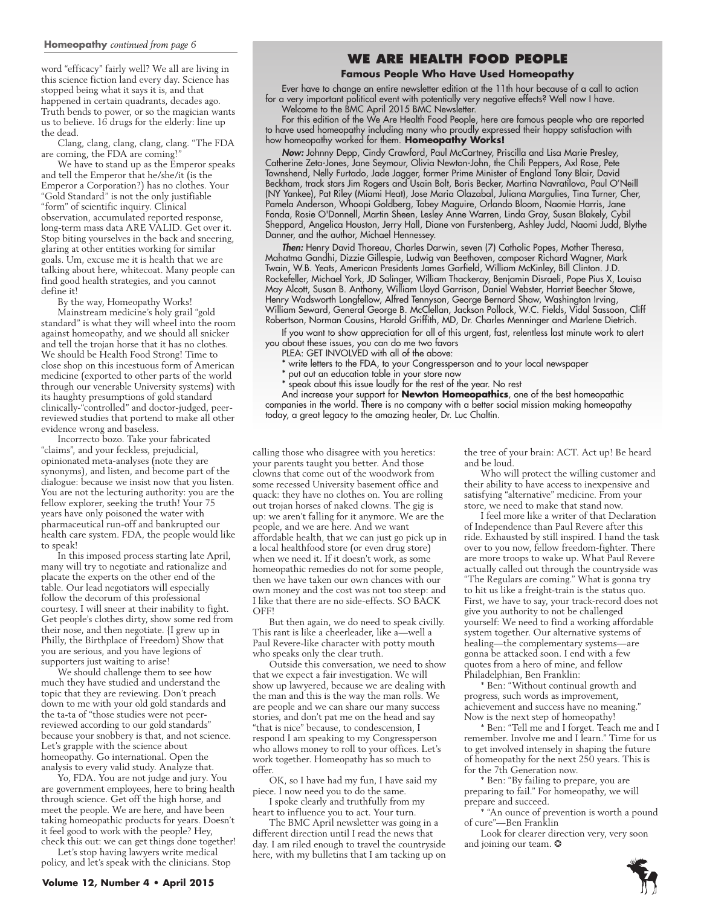**Homeopathy** *continued from page 6*

word "efficacy" fairly well? We all are living in this science fiction land every day. Science has stopped being what it says it is, and that happened in certain quadrants, decades ago. Truth bends to power, or so the magician wants us to believe. 16 drugs for the elderly: line up the dead.

Clang, clang, clang, clang, clang. "The FDA are coming, the FDA are coming!"

We have to stand up as the Emperor speaks and tell the Emperor that he/she/it (is the Emperor a Corporation?) has no clothes. Your "Gold Standard" is not the only justifiable "form" of scientific inquiry. Clinical observation, accumulated reported response, long-term mass data ARE VALID. Get over it. Stop biting yourselves in the back and sneering, glaring at other entities working for similar goals. Um, excuse me it is health that we are talking about here, whitecoat. Many people can find good health strategies, and you cannot define it!

By the way, Homeopathy Works!

Mainstream medicine's holy grail "gold standard" is what they will wheel into the room against homeopathy, and we should all snicker and tell the trojan horse that it has no clothes. We should be Health Food Strong! Time to close shop on this incestuous form of American medicine (exported to other parts of the world through our venerable University systems) with its haughty presumptions of gold standard clinically-"controlled" and doctor-judged, peer-reviewed studies that portend to make all other evidence wrong and baseless.

Incorrecto bozo. Take your fabricated "claims", and your feckless, prejudicial, opinionated meta-analyses (note they are synonyms), and listen, and become part of the dialogue: because we insist now that you listen. You are not the lecturing authority: you are the fellow explorer, seeking the truth! Your 75 years have only poisoned the water with pharmaceutical run-off and bankrupted our health care system. FDA, the people would like to speak!

In this imposed process starting late April, many will try to negotiate and rationalize and placate the experts on the other end of the table. Our lead negotiators will especially follow the decorum of this professional courtesy. I will sneer at their inability to fight. Get people's clothes dirty, show some red from their nose, and then negotiate. (I grew up in Philly, the Birthplace of Freedom) Show that you are serious, and you have legions of supporters just waiting to arise!

We should challenge them to see how much they have studied and understand the topic that they are reviewing. Don't preach down to me with your old gold standards and the ta-ta of "those studies were not peer-reviewed according to our gold standards" because your snobbery is that, and not science. Let's grapple with the science about homeopathy. Go international. Open the analysis to every valid study. Analyze that.

Yo, FDA. You are not judge and jury. You are government employees, here to bring health through science. Get off the high horse, and meet the people. We are here, and have been taking homeopathic products for years. Doesn't it feel good to work with the people? Hey, check this out: we can get things done together!

Let's stop having lawyers write medical policy, and let's speak with the clinicians. Stop calling those who disagree with you heretics: your parents taught you better. And those clowns that come out of the woodwork from some recessed University basement office and quack: they have no clothes on. You are rolling out trojan horses of naked clowns. The gig is up: we aren't falling for it anymore. We are the people, and we are here. And we want affordable health, that we can just go pick up in a local healthfood store (or even drug store) when we need it. If it doesn't work, as some homeopathic remedies do not for some people, then we have taken our own chances with our own money and the cost was not too steep: and I like that there are no side-effects. SO BACK OFF!

But then again, we do need to speak civilly. This rant is like a cheerleader, like a—well a Paul Revere-like character with potty mouth who speaks only the clear truth.

Outside this conversation, we need to show that we expect a fair investigation. We will show up lawyered, because we are dealing with the man and this is the way the man rolls. We are people and we can share our many success stories, and don't pat me on the head and say "that is nice" because, to condescension, I respond I am speaking to my Congressperson who allows money to roll to your offices. Let's work together. Homeopathy has so much to offer.

OK, so I have had my fun, I have said my piece. I now need you to do the same.

I spoke clearly and truthfully from my heart to influence you to act. Your turn.

The BMC April newsletter was going in a different direction until I read the news that day. I am riled enough to travel the countryside here, with my bulletins that I am tacking up on the tree of your brain: ACT. Act up! Be heard and be loud.

Who will protect the willing customer and their ability to have access to inexpensive and satisfying "alternative" medicine. From your store, we need to make that stand now.

I feel more like a writer of that Declaration of Independence than Paul Revere after this ride. Exhausted by still inspired. I hand the task over to you now, fellow freedom-fighter. There are more troops to wake up. What Paul Revere actually called out through the countryside was "The Regulars are coming." What is gonna try to hit us like a freight-train is the status quo. First, we have to say, your track-record does not give you authority to not be challenged yourself: We need to find a working affordable system together. Our alternative systems of healing—the complementary systems—are gonna be attacked soon. I end with a few quotes from a hero of mine, and fellow Philadelphian, Ben Franklin:

* Ben: "Without continual growth and progress, such words as improvement, achievement and success have no meaning." Now is the next step of homeopathy!

* Ben: "Tell me and I forget. Teach me and I remember. Involve me and I learn." Time for us to get involved intensely in shaping the future of homeopathy for the next 250 years. This is for the 7th Generation now.

* Ben: "By failing to prepare, you are preparing to fail." For homeopathy, we will prepare and succeed.

* "An ounce of prevention is worth a pound of cure"—Ben Franklin

Look for clearer direction very, very soon and joining our team. ✪

## WE ARE HEALTH FOOD PEOPLE

### Famous People Who Have Used Homeopathy

Ever have to change an entire newsletter edition at the 11th hour because of a call to action for a very important political event with potentially very negative effects? Well now I have.

Welcome to the BMC April 2015 BMC Newsletter.

For this edition of the We Are Health Food People, here are famous people who are reported to have used homeopathy including many who proudly expressed their happy satisfaction with how homeopathy worked for them. **Homeopathy Works!**

***Now:*** Johnny Depp, Cindy Crawford, Paul McCartney, Priscilla and Lisa Marie Presley, Catherine Zeta-Jones, Jane Seymour, Olivia Newton-John, the Chili Peppers, Axl Rose, Pete Townshend, Nelly Furtado, Jade Jagger, former Prime Minister of England Tony Blair, David Beckham, track stars Jim Rogers and Usain Bolt, Boris Becker, Martina Navratilova, Paul O'Neill (NY Yankee), Pat Riley (Miami Heat), Jose Maria Olazabal, Juliana Margulies, Tina Turner, Cher, Pamela Anderson, Whoopi Goldberg, Tobey Maguire, Orlando Bloom, Naomie Harris, Jane Fonda, Rosie O'Donnell, Martin Sheen, Lesley Anne Warren, Linda Gray, Susan Blakely, Cybil Sheppard, Angelica Houston, Jerry Hall, Diane von Furstenberg, Ashley Judd, Naomi Judd, Blythe Danner, and the author, Michael Hennessey.

***Then:*** Henry David Thoreau, Charles Darwin, seven (7) Catholic Popes, Mother Theresa, Mahatma Gandhi, Dizzie Gillespie, Ludwig van Beethoven, composer Richard Wagner, Mark Twain, W.B. Yeats, American Presidents James Garfield, William McKinley, Bill Clinton. J.D. Rockefeller, Michael York, JD Salinger, William Thackeray, Benjamin Disraeli, Pope Pius X, Louisa May Alcott, Susan B. Anthony, William Lloyd Garrison, Daniel Webster, Harriet Beecher Stowe, Henry Wadsworth Longfellow, Alfred Tennyson, George Bernard Shaw, Washington Irving, William Seward, General George B. McClellan, Jackson Pollock, W.C. Fields, Vidal Sassoon, Cliff Robertson, Norman Cousins, Harold Griffith, MD, Dr. Charles Menninger and Marlene Dietrich.

If you want to show appreciation for all of this urgent, fast, relentless last minute work to alert you about these issues, you can do me two favors

PLEA: GET INVOLVED with all of the above:

* write letters to the FDA, to your Congressperson and to your local newspaper
* put out an education table in your store now
* speak about this issue loudly for the rest of the year. No rest

And increase your support for **Newton Homeopathics**, one of the best homeopathic companies in the world. There is no company with a better social mission making homeopathy today, a great legacy to the amazing healer, Dr. Luc Chaltin.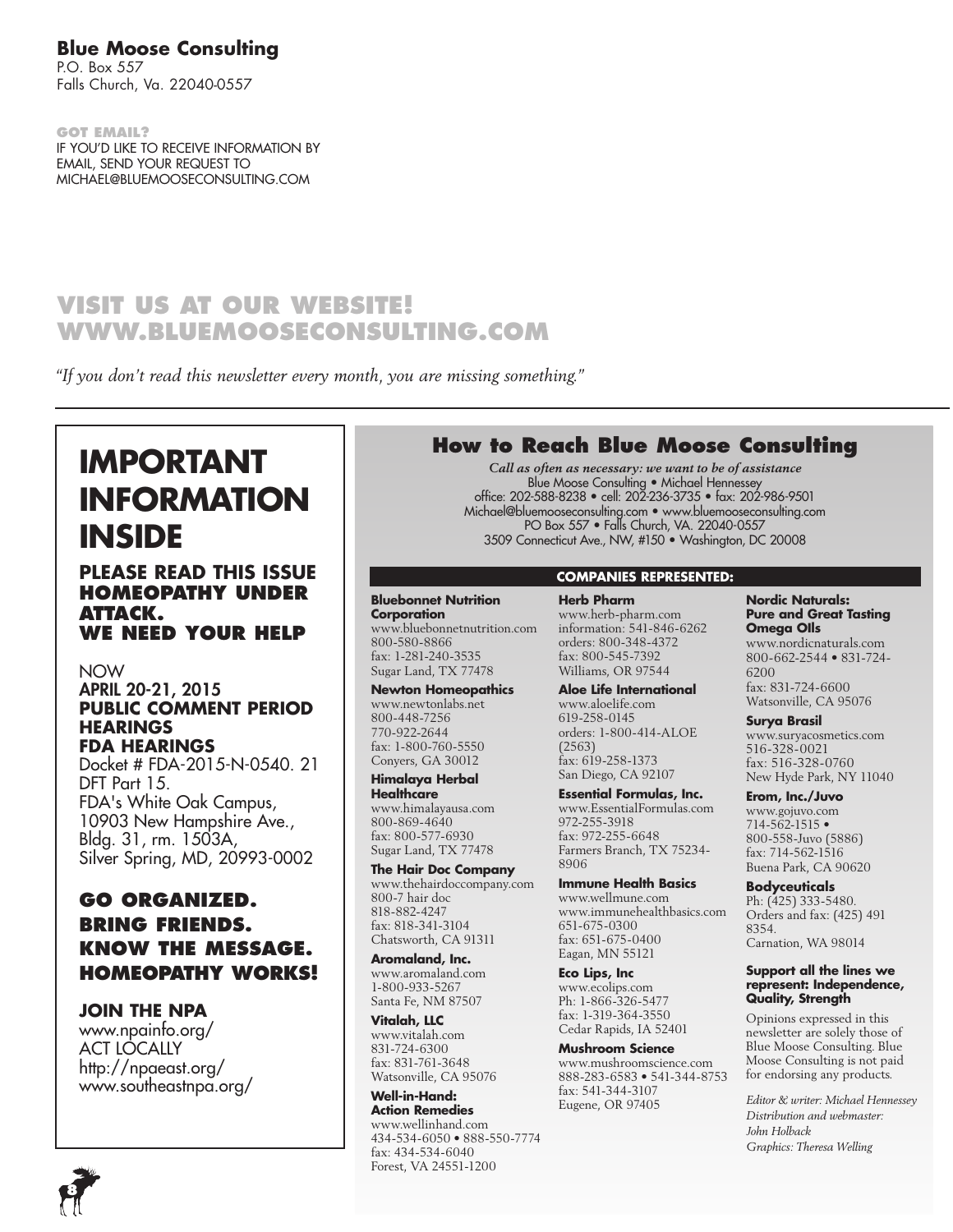**Blue Moose Consulting**
P.O. Box 557
Falls Church, Va. 22040-0557

**GOT EMAIL?**
IF YOU'D LIKE TO RECEIVE INFORMATION BY EMAIL, SEND YOUR REQUEST TO MICHAEL@BLUEMOOSECONSULTING.COM

## VISIT US AT OUR WEBSITE! WWW.BLUEMOOSECONSULTING.COM

*"If you don't read this newsletter every month, you are missing something."*

# IMPORTANT INFORMATION INSIDE

### PLEASE READ THIS ISSUE HOMEOPATHY UNDER ATTACK. WE NEED YOUR HELP

NOW
**APRIL 20-21, 2015**
**PUBLIC COMMENT PERIOD HEARINGS**
**FDA HEARINGS**
Docket # FDA-2015-N-0540. 21 DFT Part 15.
FDA's White Oak Campus, 10903 New Hampshire Ave., Bldg. 31, rm. 1503A, Silver Spring, MD, 20993-0002

### GO ORGANIZED. BRING FRIENDS. KNOW THE MESSAGE. HOMEOPATHY WORKS!

**JOIN THE NPA**
www.npainfo.org/
ACT LOCALLY
http://npaeast.org/
www.southeastnpa.org/

## How to Reach Blue Moose Consulting

*Call as often as necessary: we want to be of assistance*
Blue Moose Consulting • Michael Hennessey
office: 202-588-8238 • cell: 202-236-3735 • fax: 202-986-9501
Michael@bluemooseconsulting.com • www.bluemooseconsulting.com
PO Box 557 • Falls Church, VA. 22040-0557
3509 Connecticut Ave., NW, #150 • Washington, DC 20008

### COMPANIES REPRESENTED:

**Bluebonnet Nutrition Corporation**
www.bluebonnetnutrition.com
800-580-8866
fax: 1-281-240-3535
Sugar Land, TX 77478

**Newton Homeopathics**
www.newtonlabs.net
800-448-7256
770-922-2644
fax: 1-800-760-5550
Conyers, GA 30012

**Himalaya Herbal Healthcare**
www.himalayausa.com
800-869-4640
fax: 800-577-6930
Sugar Land, TX 77478

**The Hair Doc Company**
www.thehairdoccompany.com
800-7 hair doc
818-882-4247
fax: 818-341-3104
Chatsworth, CA 91311

**Aromaland, Inc.**
www.aromaland.com
1-800-933-5267
Santa Fe, NM 87507

**Vitalah, LLC**
www.vitalah.com
831-724-6300
fax: 831-761-3648
Watsonville, CA 95076

**Well-in-Hand: Action Remedies**
www.wellinhand.com
434-534-6050 • 888-550-7774
fax: 434-534-6040
Forest, VA 24551-1200

**Herb Pharm**
www.herb-pharm.com
information: 541-846-6262
orders: 800-348-4372
fax: 800-545-7392
Williams, OR 97544

**Aloe Life International**
www.aloelife.com
619-258-0145
orders: 1-800-414-ALOE (2563)
fax: 619-258-1373
San Diego, CA 92107

**Essential Formulas, Inc.**
www.EssentialFormulas.com
972-255-3918
fax: 972-255-6648
Farmers Branch, TX 75234-8906

**Immune Health Basics**
www.wellmune.com
www.immunehealthbasics.com
651-675-0300
fax: 651-675-0400
Eagan, MN 55121

**Eco Lips, Inc**
www.ecolips.com
Ph: 1-866-326-5477
fax: 1-319-364-3550
Cedar Rapids, IA 52401

**Mushroom Science**
www.mushroomscience.com
888-283-6583 • 541-344-8753
fax: 541-344-3107
Eugene, OR 97405

**Nordic Naturals: Pure and Great Tasting Omega Oils**
www.nordicnaturals.com
800-662-2544 • 831-724-6200
fax: 831-724-6600
Watsonville, CA 95076

**Surya Brasil**
www.suryacosmetics.com
516-328-0021
fax: 516-328-0760
New Hyde Park, NY 11040

**Erom, Inc./Juvo**
www.gojuvo.com
714-562-1515 •
800-558-Juvo (5886)
fax: 714-562-1516
Buena Park, CA 90620

**Bodyceuticals**
Ph: (425) 333-5480.
Orders and fax: (425) 491 8354.
Carnation, WA 98014

**Support all the lines we represent: Independence, Quality, Strength**

Opinions expressed in this newsletter are solely those of Blue Moose Consulting. Blue Moose Consulting is not paid for endorsing any products.

*Editor & writer: Michael Hennessey*
*Distribution and webmaster: John Holback*
*Graphics: Theresa Welling*